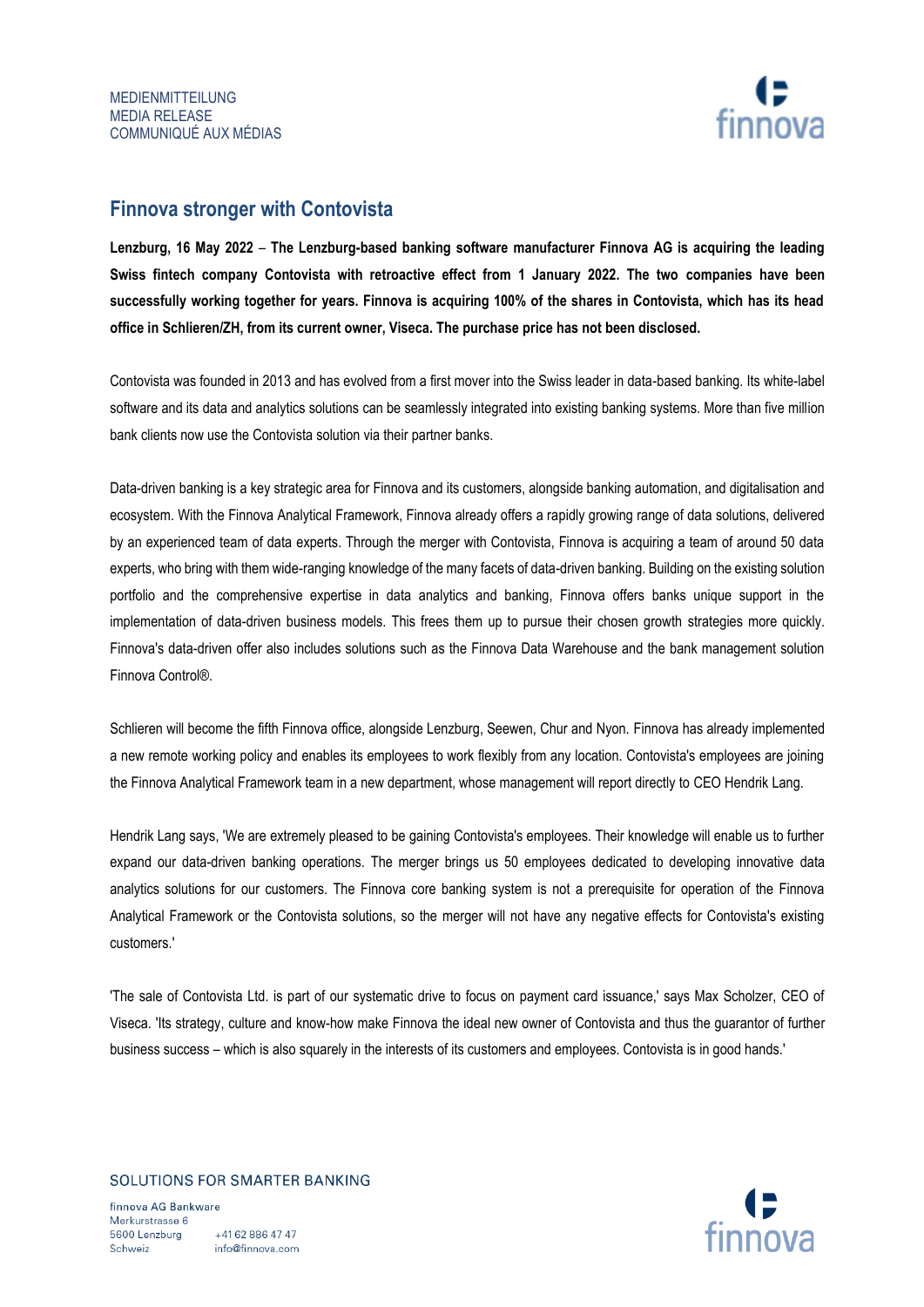MEDIENMITTEILUNG
MEDIA RELEASE
COMMUNIQUÉ AUX MÉDIAS

# Finnova stronger with Contovista

**Lenzburg, 16 May 2022 – The Lenzburg-based banking software manufacturer Finnova AG is acquiring the leading Swiss fintech company Contovista with retroactive effect from 1 January 2022. The two companies have been successfully working together for years. Finnova is acquiring 100% of the shares in Contovista, which has its head office in Schlieren/ZH, from its current owner, Viseca. The purchase price has not been disclosed.**

Contovista was founded in 2013 and has evolved from a first mover into the Swiss leader in data-based banking. Its white-label software and its data and analytics solutions can be seamlessly integrated into existing banking systems. More than five million bank clients now use the Contovista solution via their partner banks.

Data-driven banking is a key strategic area for Finnova and its customers, alongside banking automation, and digitalisation and ecosystem. With the Finnova Analytical Framework, Finnova already offers a rapidly growing range of data solutions, delivered by an experienced team of data experts. Through the merger with Contovista, Finnova is acquiring a team of around 50 data experts, who bring with them wide-ranging knowledge of the many facets of data-driven banking. Building on the existing solution portfolio and the comprehensive expertise in data analytics and banking, Finnova offers banks unique support in the implementation of data-driven business models. This frees them up to pursue their chosen growth strategies more quickly. Finnova's data-driven offer also includes solutions such as the Finnova Data Warehouse and the bank management solution Finnova Control®.

Schlieren will become the fifth Finnova office, alongside Lenzburg, Seewen, Chur and Nyon. Finnova has already implemented a new remote working policy and enables its employees to work flexibly from any location. Contovista's employees are joining the Finnova Analytical Framework team in a new department, whose management will report directly to CEO Hendrik Lang.

Hendrik Lang says, 'We are extremely pleased to be gaining Contovista's employees. Their knowledge will enable us to further expand our data-driven banking operations. The merger brings us 50 employees dedicated to developing innovative data analytics solutions for our customers. The Finnova core banking system is not a prerequisite for operation of the Finnova Analytical Framework or the Contovista solutions, so the merger will not have any negative effects for Contovista's existing customers.'

'The sale of Contovista Ltd. is part of our systematic drive to focus on payment card issuance,' says Max Scholzer, CEO of Viseca. 'Its strategy, culture and know-how make Finnova the ideal new owner of Contovista and thus the guarantor of further business success – which is also squarely in the interests of its customers and employees. Contovista is in good hands.'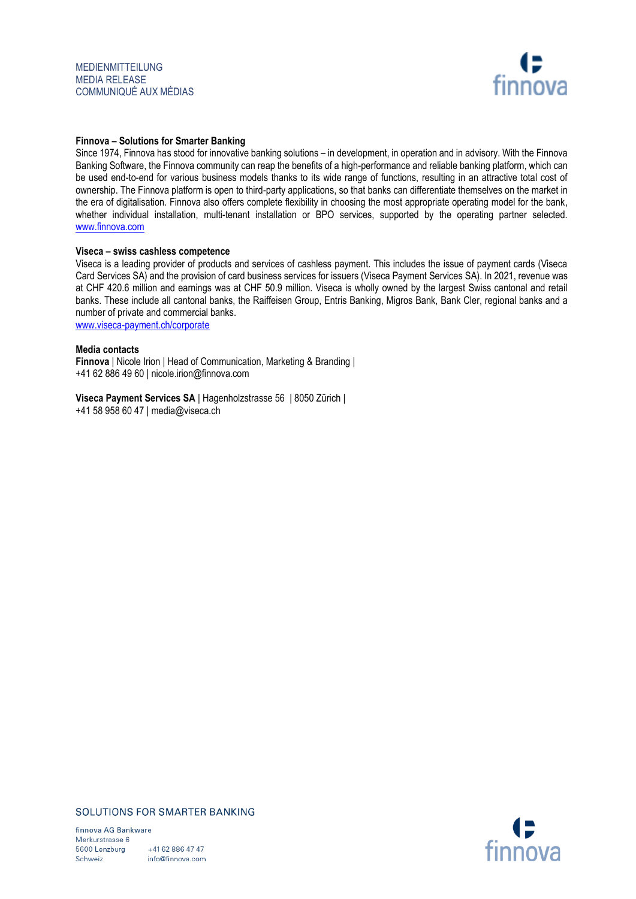**Finnova – Solutions for Smarter Banking**

Since 1974, Finnova has stood for innovative banking solutions – in development, in operation and in advisory. With the Finnova Banking Software, the Finnova community can reap the benefits of a high-performance and reliable banking platform, which can be used end-to-end for various business models thanks to its wide range of functions, resulting in an attractive total cost of ownership. The Finnova platform is open to third-party applications, so that banks can differentiate themselves on the market in the era of digitalisation. Finnova also offers complete flexibility in choosing the most appropriate operating model for the bank, whether individual installation, multi-tenant installation or BPO services, supported by the operating partner selected. www.finnova.com

**Viseca – swiss cashless competence**

Viseca is a leading provider of products and services of cashless payment. This includes the issue of payment cards (Viseca Card Services SA) and the provision of card business services for issuers (Viseca Payment Services SA). In 2021, revenue was at CHF 420.6 million and earnings was at CHF 50.9 million. Viseca is wholly owned by the largest Swiss cantonal and retail banks. These include all cantonal banks, the Raiffeisen Group, Entris Banking, Migros Bank, Bank Cler, regional banks and a number of private and commercial banks.

www.viseca-payment.ch/corporate

**Media contacts**

**Finnova** | Nicole Irion | Head of Communication, Marketing & Branding |
+41 62 886 49 60 | nicole.irion@finnova.com

**Viseca Payment Services SA** | Hagenholzstrasse 56 | 8050 Zürich |
+41 58 958 60 47 | media@viseca.ch